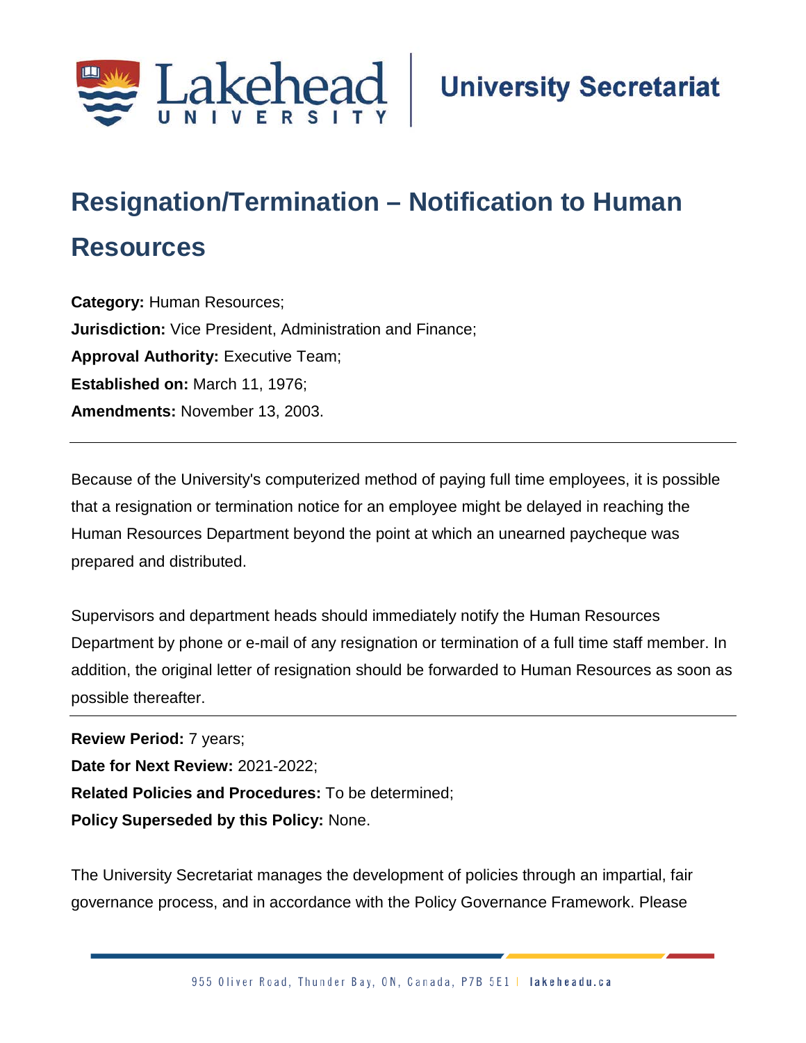# Resignation/Termination – Notification to Human Resources

**Category:** Human Resources;
**Jurisdiction:** Vice President, Administration and Finance;
**Approval Authority:** Executive Team;
**Established on:** March 11, 1976;
**Amendments:** November 13, 2003.

---

Because of the University's computerized method of paying full time employees, it is possible that a resignation or termination notice for an employee might be delayed in reaching the Human Resources Department beyond the point at which an unearned paycheque was prepared and distributed.

Supervisors and department heads should immediately notify the Human Resources Department by phone or e-mail of any resignation or termination of a full time staff member. In addition, the original letter of resignation should be forwarded to Human Resources as soon as possible thereafter.

---

**Review Period:** 7 years;
**Date for Next Review:** 2021-2022;
**Related Policies and Procedures:** To be determined;
**Policy Superseded by this Policy:** None.

The University Secretariat manages the development of policies through an impartial, fair governance process, and in accordance with the Policy Governance Framework. Please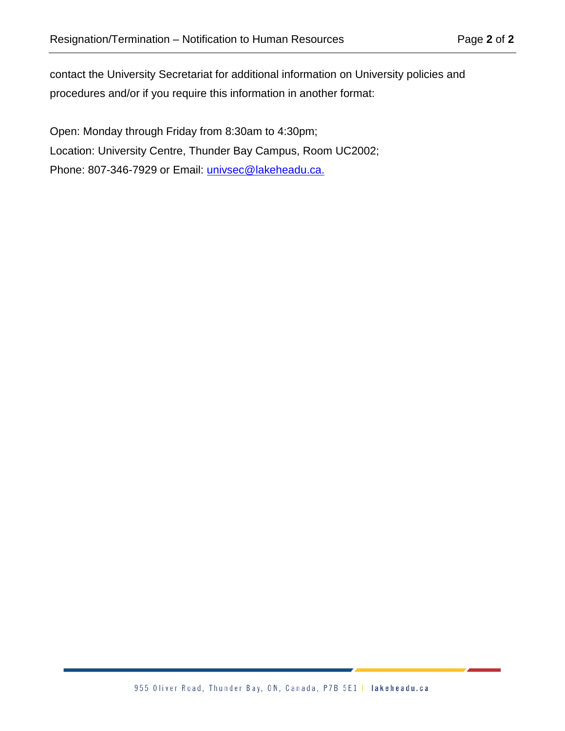contact the University Secretariat for additional information on University policies and procedures and/or if you require this information in another format:

Open: Monday through Friday from 8:30am to 4:30pm;
Location: University Centre, Thunder Bay Campus, Room UC2002;
Phone: 807-346-7929 or Email: univsec@lakeheadu.ca.